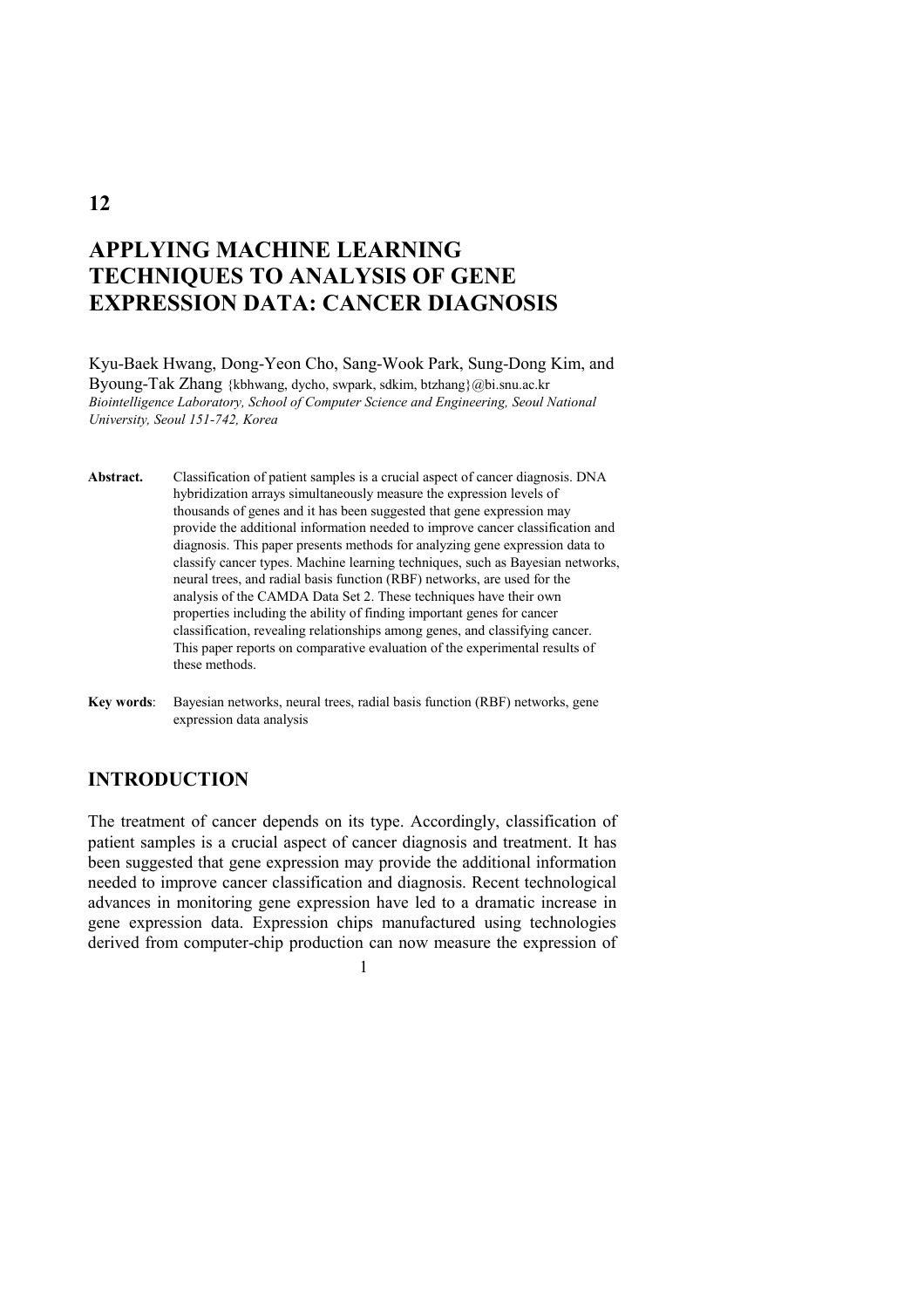**12**

# APPLYING MACHINE LEARNING TECHNIQUES TO ANALYSIS OF GENE EXPRESSION DATA: CANCER DIAGNOSIS

Kyu-Baek Hwang, Dong-Yeon Cho, Sang-Wook Park, Sung-Dong Kim, and Byoung-Tak Zhang {kbhwang, dycho, swpark, sdkim, btzhang}@bi.snu.ac.kr
*Biointelligence Laboratory, School of Computer Science and Engineering, Seoul National University, Seoul 151-742, Korea*

**Abstract.** Classification of patient samples is a crucial aspect of cancer diagnosis. DNA hybridization arrays simultaneously measure the expression levels of thousands of genes and it has been suggested that gene expression may provide the additional information needed to improve cancer classification and diagnosis. This paper presents methods for analyzing gene expression data to classify cancer types. Machine learning techniques, such as Bayesian networks, neural trees, and radial basis function (RBF) networks, are used for the analysis of the CAMDA Data Set 2. These techniques have their own properties including the ability of finding important genes for cancer classification, revealing relationships among genes, and classifying cancer. This paper reports on comparative evaluation of the experimental results of these methods.

**Key words**: Bayesian networks, neural trees, radial basis function (RBF) networks, gene expression data analysis

## INTRODUCTION

The treatment of cancer depends on its type. Accordingly, classification of patient samples is a crucial aspect of cancer diagnosis and treatment. It has been suggested that gene expression may provide the additional information needed to improve cancer classification and diagnosis. Recent technological advances in monitoring gene expression have led to a dramatic increase in gene expression data. Expression chips manufactured using technologies derived from computer-chip production can now measure the expression of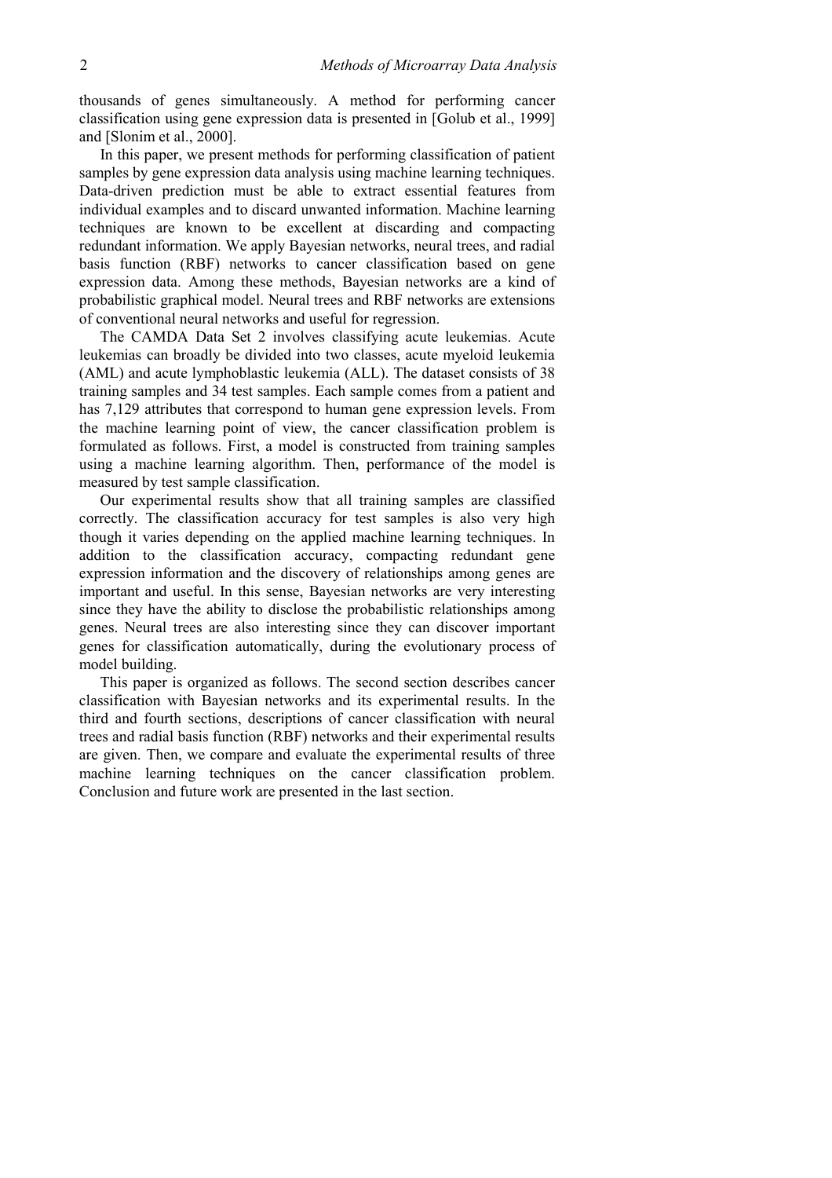thousands of genes simultaneously. A method for performing cancer classification using gene expression data is presented in [Golub et al., 1999] and [Slonim et al., 2000].

In this paper, we present methods for performing classification of patient samples by gene expression data analysis using machine learning techniques. Data-driven prediction must be able to extract essential features from individual examples and to discard unwanted information. Machine learning techniques are known to be excellent at discarding and compacting redundant information. We apply Bayesian networks, neural trees, and radial basis function (RBF) networks to cancer classification based on gene expression data. Among these methods, Bayesian networks are a kind of probabilistic graphical model. Neural trees and RBF networks are extensions of conventional neural networks and useful for regression.

The CAMDA Data Set 2 involves classifying acute leukemias. Acute leukemias can broadly be divided into two classes, acute myeloid leukemia (AML) and acute lymphoblastic leukemia (ALL). The dataset consists of 38 training samples and 34 test samples. Each sample comes from a patient and has 7,129 attributes that correspond to human gene expression levels. From the machine learning point of view, the cancer classification problem is formulated as follows. First, a model is constructed from training samples using a machine learning algorithm. Then, performance of the model is measured by test sample classification.

Our experimental results show that all training samples are classified correctly. The classification accuracy for test samples is also very high though it varies depending on the applied machine learning techniques. In addition to the classification accuracy, compacting redundant gene expression information and the discovery of relationships among genes are important and useful. In this sense, Bayesian networks are very interesting since they have the ability to disclose the probabilistic relationships among genes. Neural trees are also interesting since they can discover important genes for classification automatically, during the evolutionary process of model building.

This paper is organized as follows. The second section describes cancer classification with Bayesian networks and its experimental results. In the third and fourth sections, descriptions of cancer classification with neural trees and radial basis function (RBF) networks and their experimental results are given. Then, we compare and evaluate the experimental results of three machine learning techniques on the cancer classification problem. Conclusion and future work are presented in the last section.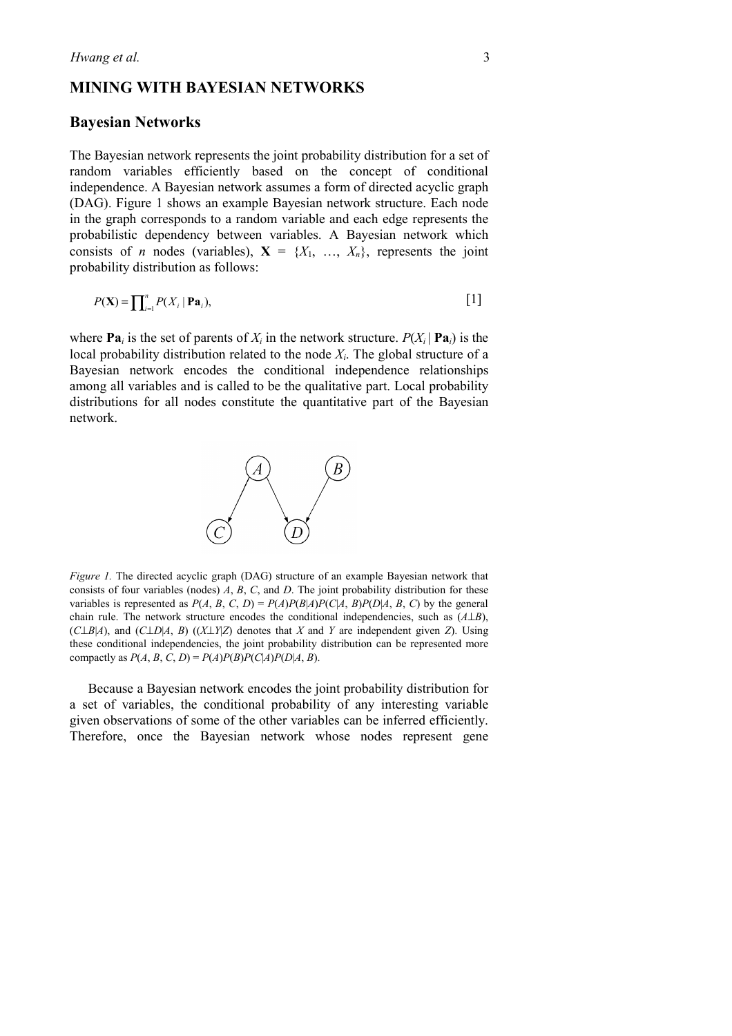# MINING WITH BAYESIAN NETWORKS

## Bayesian Networks

The Bayesian network represents the joint probability distribution for a set of random variables efficiently based on the concept of conditional independence. A Bayesian network assumes a form of directed acyclic graph (DAG). Figure 1 shows an example Bayesian network structure. Each node in the graph corresponds to a random variable and each edge represents the probabilistic dependency between variables. A Bayesian network which consists of $n$ nodes (variables), $\mathbf{X} = \{X_1, \ldots, X_n\}$, represents the joint probability distribution as follows:

$$P(\mathbf{X}) = \prod_{i=1}^{n} P(X_i \mid \mathbf{Pa}_i), \qquad [1]$$

where $\mathbf{Pa}_i$ is the set of parents of $X_i$ in the network structure. $P(X_i \mid \mathbf{Pa}_i)$ is the local probability distribution related to the node $X_i$. The global structure of a Bayesian network encodes the conditional independence relationships among all variables and is called to be the qualitative part. Local probability distributions for all nodes constitute the quantitative part of the Bayesian network.

*Figure 1.* The directed acyclic graph (DAG) structure of an example Bayesian network that consists of four variables (nodes) $A$, $B$, $C$, and $D$. The joint probability distribution for these variables is represented as $P(A, B, C, D) = P(A)P(B|A)P(C|A, B)P(D|A, B, C)$ by the general chain rule. The network structure encodes the conditional independencies, such as ($A \perp B$), ($C \perp B|A$), and ($C \perp D|A, B$) (($X \perp Y|Z$) denotes that $X$ and $Y$ are independent given $Z$). Using these conditional independencies, the joint probability distribution can be represented more compactly as $P(A, B, C, D) = P(A)P(B)P(C|A)P(D|A, B)$.

Because a Bayesian network encodes the joint probability distribution for a set of variables, the conditional probability of any interesting variable given observations of some of the other variables can be inferred efficiently. Therefore, once the Bayesian network whose nodes represent gene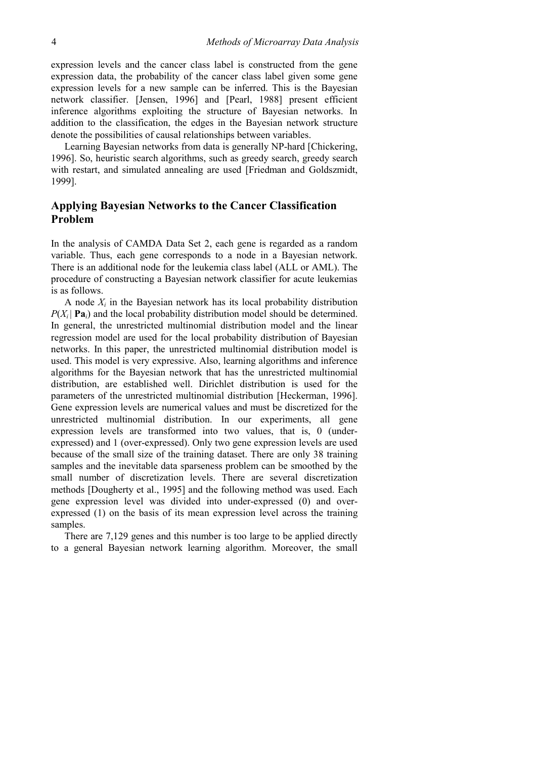expression levels and the cancer class label is constructed from the gene expression data, the probability of the cancer class label given some gene expression levels for a new sample can be inferred. This is the Bayesian network classifier. [Jensen, 1996] and [Pearl, 1988] present efficient inference algorithms exploiting the structure of Bayesian networks. In addition to the classification, the edges in the Bayesian network structure denote the possibilities of causal relationships between variables.

Learning Bayesian networks from data is generally NP-hard [Chickering, 1996]. So, heuristic search algorithms, such as greedy search, greedy search with restart, and simulated annealing are used [Friedman and Goldszmidt, 1999].

## Applying Bayesian Networks to the Cancer Classification Problem

In the analysis of CAMDA Data Set 2, each gene is regarded as a random variable. Thus, each gene corresponds to a node in a Bayesian network. There is an additional node for the leukemia class label (ALL or AML). The procedure of constructing a Bayesian network classifier for acute leukemias is as follows.

A node $X_i$ in the Bayesian network has its local probability distribution $P(X_i \mid \mathbf{Pa}_i)$ and the local probability distribution model should be determined. In general, the unrestricted multinomial distribution model and the linear regression model are used for the local probability distribution of Bayesian networks. In this paper, the unrestricted multinomial distribution model is used. This model is very expressive. Also, learning algorithms and inference algorithms for the Bayesian network that has the unrestricted multinomial distribution, are established well. Dirichlet distribution is used for the parameters of the unrestricted multinomial distribution [Heckerman, 1996]. Gene expression levels are numerical values and must be discretized for the unrestricted multinomial distribution. In our experiments, all gene expression levels are transformed into two values, that is, 0 (under-expressed) and 1 (over-expressed). Only two gene expression levels are used because of the small size of the training dataset. There are only 38 training samples and the inevitable data sparseness problem can be smoothed by the small number of discretization levels. There are several discretization methods [Dougherty et al., 1995] and the following method was used. Each gene expression level was divided into under-expressed (0) and over-expressed (1) on the basis of its mean expression level across the training samples.

There are 7,129 genes and this number is too large to be applied directly to a general Bayesian network learning algorithm. Moreover, the small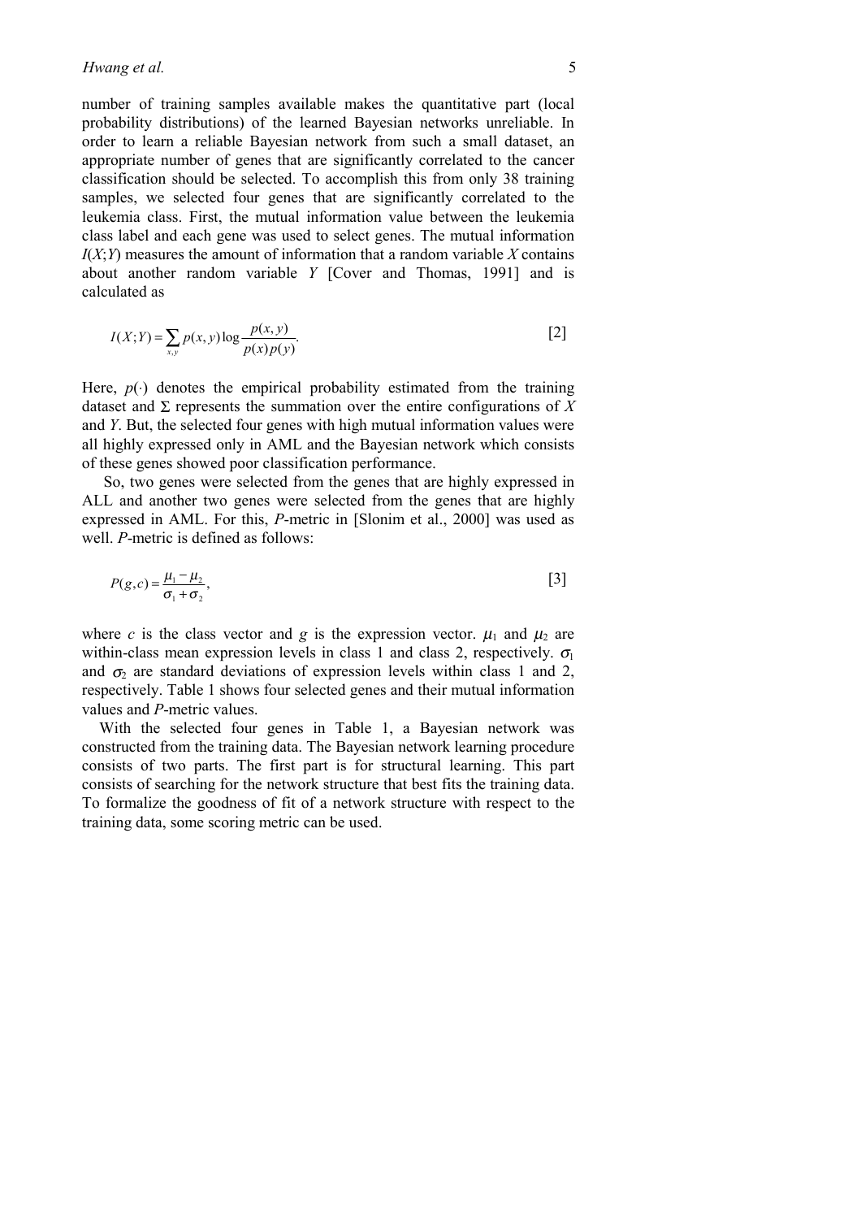number of training samples available makes the quantitative part (local probability distributions) of the learned Bayesian networks unreliable. In order to learn a reliable Bayesian network from such a small dataset, an appropriate number of genes that are significantly correlated to the cancer classification should be selected. To accomplish this from only 38 training samples, we selected four genes that are significantly correlated to the leukemia class. First, the mutual information value between the leukemia class label and each gene was used to select genes. The mutual information $I(X;Y)$ measures the amount of information that a random variable $X$ contains about another random variable $Y$ [Cover and Thomas, 1991] and is calculated as

$$I(X;Y) = \sum_{x,y} p(x,y) \log \frac{p(x,y)}{p(x)p(y)}. \qquad [2]$$

Here, $p(\cdot)$ denotes the empirical probability estimated from the training dataset and $\Sigma$ represents the summation over the entire configurations of $X$ and $Y$. But, the selected four genes with high mutual information values were all highly expressed only in AML and the Bayesian network which consists of these genes showed poor classification performance.

So, two genes were selected from the genes that are highly expressed in ALL and another two genes were selected from the genes that are highly expressed in AML. For this, *P*-metric in [Slonim et al., 2000] was used as well. *P*-metric is defined as follows:

$$P(g,c) = \frac{\mu_1 - \mu_2}{\sigma_1 + \sigma_2}, \qquad [3]$$

where $c$ is the class vector and $g$ is the expression vector. $\mu_1$ and $\mu_2$ are within-class mean expression levels in class 1 and class 2, respectively. $\sigma_1$ and $\sigma_2$ are standard deviations of expression levels within class 1 and 2, respectively. Table 1 shows four selected genes and their mutual information values and *P*-metric values.

With the selected four genes in Table 1, a Bayesian network was constructed from the training data. The Bayesian network learning procedure consists of two parts. The first part is for structural learning. This part consists of searching for the network structure that best fits the training data. To formalize the goodness of fit of a network structure with respect to the training data, some scoring metric can be used.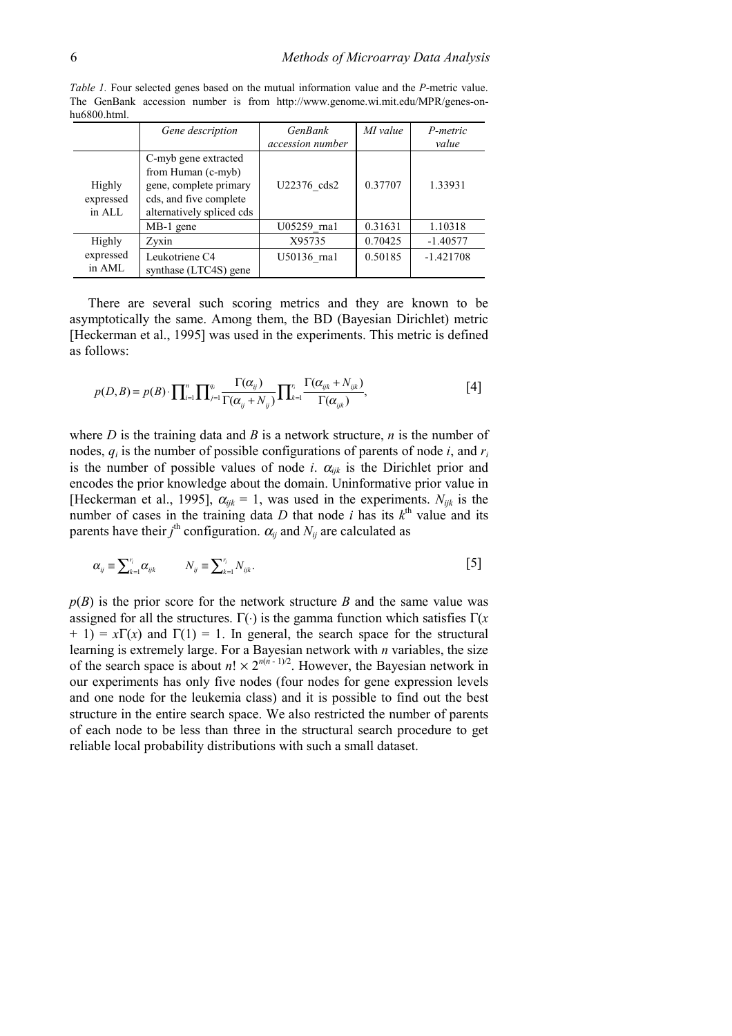*Table 1.* Four selected genes based on the mutual information value and the *P*-metric value. The GenBank accession number is from http://www.genome.wi.mit.edu/MPR/genes-on-hu6800.html.

| | *Gene description* | *GenBank accession number* | *MI value* | *P-metric value* |
|---|---|---|---|---|
| Highly expressed in ALL | C-myb gene extracted from Human (c-myb) gene, complete primary cds, and five complete alternatively spliced cds | U22376_cds2 | 0.37707 | 1.33931 |
| | MB-1 gene | U05259_rna1 | 0.31631 | 1.10318 |
| Highly expressed in AML | Zyxin | X95735 | 0.70425 | -1.40577 |
| | Leukotriene C4 synthase (LTC4S) gene | U50136_rna1 | 0.50185 | -1.421708 |

There are several such scoring metrics and they are known to be asymptotically the same. Among them, the BD (Bayesian Dirichlet) metric [Heckerman et al., 1995] was used in the experiments. This metric is defined as follows:

$$p(D,B) = p(B) \cdot \prod_{i=1}^{n} \prod_{j=1}^{q_i} \frac{\Gamma(\alpha_{ij})}{\Gamma(\alpha_{ij} + N_{ij})} \prod_{k=1}^{r_i} \frac{\Gamma(\alpha_{ijk} + N_{ijk})}{\Gamma(\alpha_{ijk})}, \qquad [4]$$

where $D$ is the training data and $B$ is a network structure, $n$ is the number of nodes, $q_i$ is the number of possible configurations of parents of node $i$, and $r_i$ is the number of possible values of node $i$. $\alpha_{ijk}$ is the Dirichlet prior and encodes the prior knowledge about the domain. Uninformative prior value in [Heckerman et al., 1995], $\alpha_{ijk} = 1$, was used in the experiments. $N_{ijk}$ is the number of cases in the training data $D$ that node $i$ has its $k^{\text{th}}$ value and its parents have their $j^{\text{th}}$ configuration. $\alpha_{ij}$ and $N_{ij}$ are calculated as

$$\alpha_{ij} \equiv \sum_{k=1}^{r_i} \alpha_{ijk} \qquad N_{ij} \equiv \sum_{k=1}^{r_i} N_{ijk}. \qquad [5]$$

$p(B)$ is the prior score for the network structure $B$ and the same value was assigned for all the structures. $\Gamma(\cdot)$ is the gamma function which satisfies $\Gamma(x + 1) = x\Gamma(x)$ and $\Gamma(1) = 1$. In general, the search space for the structural learning is extremely large. For a Bayesian network with $n$ variables, the size of the search space is about $n! \times 2^{n(n-1)/2}$. However, the Bayesian network in our experiments has only five nodes (four nodes for gene expression levels and one node for the leukemia class) and it is possible to find out the best structure in the entire search space. We also restricted the number of parents of each node to be less than three in the structural search procedure to get reliable local probability distributions with such a small dataset.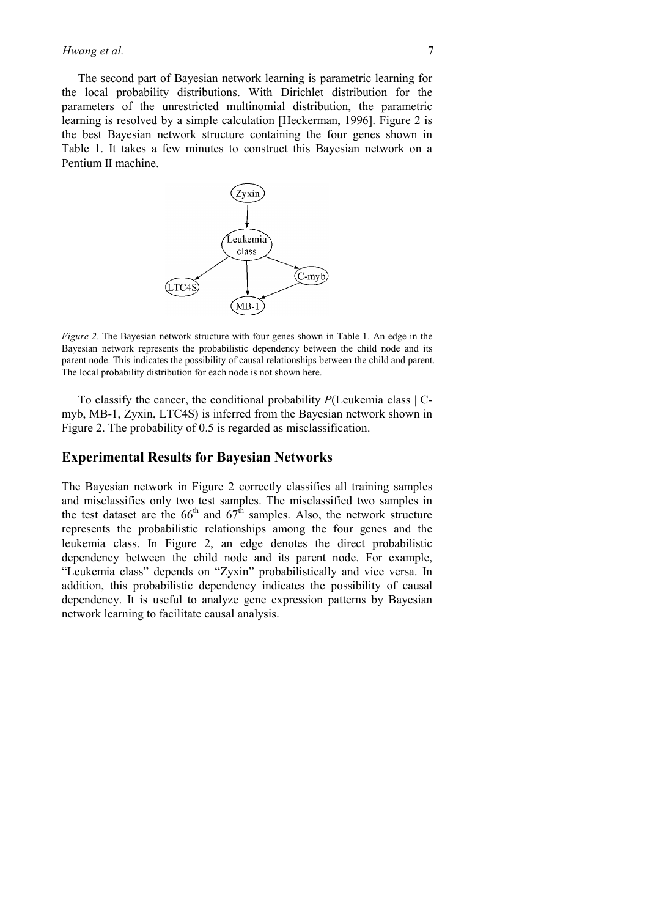The second part of Bayesian network learning is parametric learning for the local probability distributions. With Dirichlet distribution for the parameters of the unrestricted multinomial distribution, the parametric learning is resolved by a simple calculation [Heckerman, 1996]. Figure 2 is the best Bayesian network structure containing the four genes shown in Table 1. It takes a few minutes to construct this Bayesian network on a Pentium II machine.

*Figure 2.* The Bayesian network structure with four genes shown in Table 1. An edge in the Bayesian network represents the probabilistic dependency between the child node and its parent node. This indicates the possibility of causal relationships between the child and parent. The local probability distribution for each node is not shown here.

To classify the cancer, the conditional probability *P*(Leukemia class | C-myb, MB-1, Zyxin, LTC4S) is inferred from the Bayesian network shown in Figure 2. The probability of 0.5 is regarded as misclassification.

## Experimental Results for Bayesian Networks

The Bayesian network in Figure 2 correctly classifies all training samples and misclassifies only two test samples. The misclassified two samples in the test dataset are the 66th and 67th samples. Also, the network structure represents the probabilistic relationships among the four genes and the leukemia class. In Figure 2, an edge denotes the direct probabilistic dependency between the child node and its parent node. For example, "Leukemia class" depends on "Zyxin" probabilistically and vice versa. In addition, this probabilistic dependency indicates the possibility of causal dependency. It is useful to analyze gene expression patterns by Bayesian network learning to facilitate causal analysis.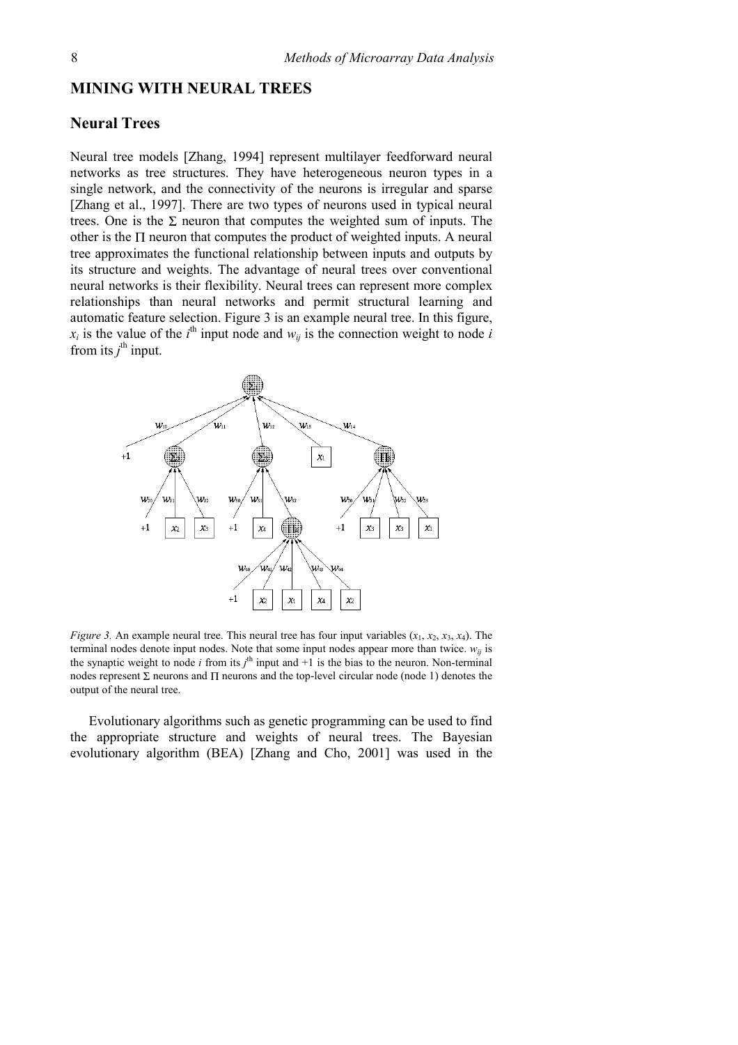## MINING WITH NEURAL TREES

### Neural Trees

Neural tree models [Zhang, 1994] represent multilayer feedforward neural networks as tree structures. They have heterogeneous neuron types in a single network, and the connectivity of the neurons is irregular and sparse [Zhang et al., 1997]. There are two types of neurons used in typical neural trees. One is the $\Sigma$ neuron that computes the weighted sum of inputs. The other is the $\Pi$ neuron that computes the product of weighted inputs. A neural tree approximates the functional relationship between inputs and outputs by its structure and weights. The advantage of neural trees over conventional neural networks is their flexibility. Neural trees can represent more complex relationships than neural networks and permit structural learning and automatic feature selection. Figure 3 is an example neural tree. In this figure, $x_i$ is the value of the $i^{\text{th}}$ input node and $w_{ij}$ is the connection weight to node $i$ from its $j^{\text{th}}$ input.

*Figure 3.* An example neural tree. This neural tree has four input variables ($x_1$, $x_2$, $x_3$, $x_4$). The terminal nodes denote input nodes. Note that some input nodes appear more than twice. $w_{ij}$ is the synaptic weight to node $i$ from its $j^{\text{th}}$ input and +1 is the bias to the neuron. Non-terminal nodes represent $\Sigma$ neurons and $\Pi$ neurons and the top-level circular node (node 1) denotes the output of the neural tree.

Evolutionary algorithms such as genetic programming can be used to find the appropriate structure and weights of neural trees. The Bayesian evolutionary algorithm (BEA) [Zhang and Cho, 2001] was used in the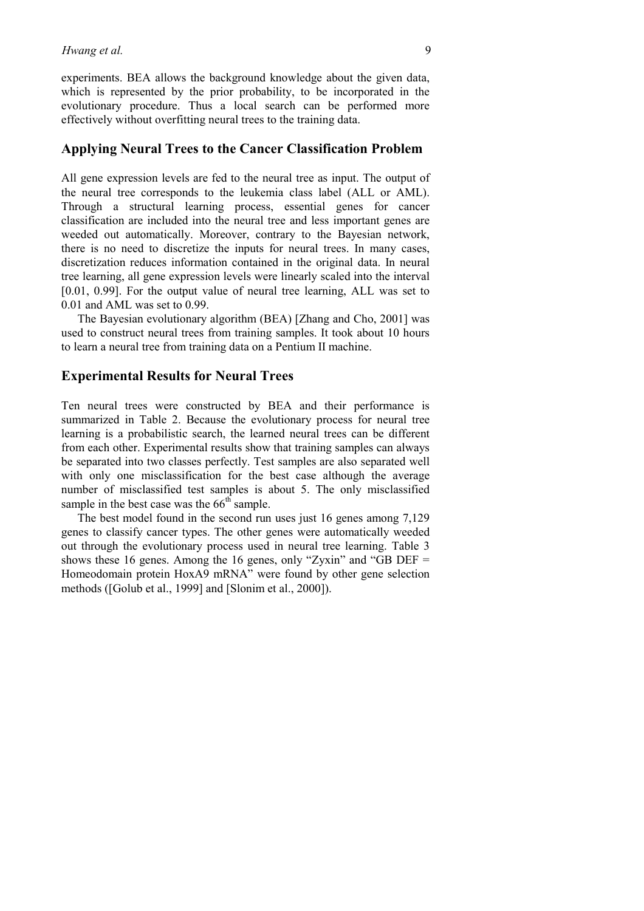experiments. BEA allows the background knowledge about the given data, which is represented by the prior probability, to be incorporated in the evolutionary procedure. Thus a local search can be performed more effectively without overfitting neural trees to the training data.

## Applying Neural Trees to the Cancer Classification Problem

All gene expression levels are fed to the neural tree as input. The output of the neural tree corresponds to the leukemia class label (ALL or AML). Through a structural learning process, essential genes for cancer classification are included into the neural tree and less important genes are weeded out automatically. Moreover, contrary to the Bayesian network, there is no need to discretize the inputs for neural trees. In many cases, discretization reduces information contained in the original data. In neural tree learning, all gene expression levels were linearly scaled into the interval [0.01, 0.99]. For the output value of neural tree learning, ALL was set to 0.01 and AML was set to 0.99.

The Bayesian evolutionary algorithm (BEA) [Zhang and Cho, 2001] was used to construct neural trees from training samples. It took about 10 hours to learn a neural tree from training data on a Pentium II machine.

## Experimental Results for Neural Trees

Ten neural trees were constructed by BEA and their performance is summarized in Table 2. Because the evolutionary process for neural tree learning is a probabilistic search, the learned neural trees can be different from each other. Experimental results show that training samples can always be separated into two classes perfectly. Test samples are also separated well with only one misclassification for the best case although the average number of misclassified test samples is about 5. The only misclassified sample in the best case was the 66$^{th}$ sample.

The best model found in the second run uses just 16 genes among 7,129 genes to classify cancer types. The other genes were automatically weeded out through the evolutionary process used in neural tree learning. Table 3 shows these 16 genes. Among the 16 genes, only "Zyxin" and "GB DEF = Homeodomain protein HoxA9 mRNA" were found by other gene selection methods ([Golub et al., 1999] and [Slonim et al., 2000]).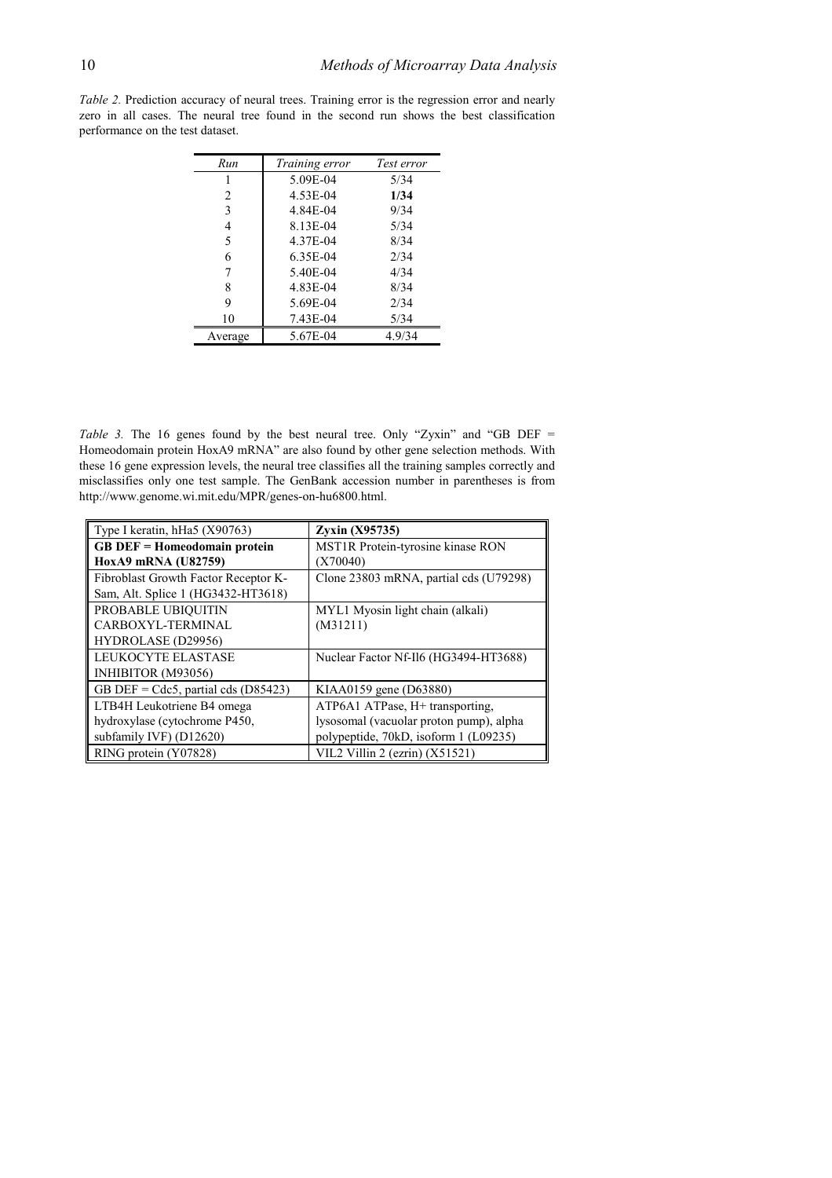*Table 2.* Prediction accuracy of neural trees. Training error is the regression error and nearly zero in all cases. The neural tree found in the second run shows the best classification performance on the test dataset.

| *Run* | *Training error* | *Test error* |
|---|---|---|
| 1 | 5.09E-04 | 5/34 |
| 2 | 4.53E-04 | **1/34** |
| 3 | 4.84E-04 | 9/34 |
| 4 | 8.13E-04 | 5/34 |
| 5 | 4.37E-04 | 8/34 |
| 6 | 6.35E-04 | 2/34 |
| 7 | 5.40E-04 | 4/34 |
| 8 | 4.83E-04 | 8/34 |
| 9 | 5.69E-04 | 2/34 |
| 10 | 7.43E-04 | 5/34 |
| Average | 5.67E-04 | 4.9/34 |

*Table 3.* The 16 genes found by the best neural tree. Only "Zyxin" and "GB DEF = Homeodomain protein HoxA9 mRNA" are also found by other gene selection methods. With these 16 gene expression levels, the neural tree classifies all the training samples correctly and misclassifies only one test sample. The GenBank accession number in parentheses is from http://www.genome.wi.mit.edu/MPR/genes-on-hu6800.html.

| | |
|---|---|
| Type I keratin, hHa5 (X90763) | **Zyxin (X95735)** |
| **GB DEF = Homeodomain protein HoxA9 mRNA (U82759)** | MST1R Protein-tyrosine kinase RON (X70040) |
| Fibroblast Growth Factor Receptor K-Sam, Alt. Splice 1 (HG3432-HT3618) | Clone 23803 mRNA, partial cds (U79298) |
| PROBABLE UBIQUITIN CARBOXYL-TERMINAL HYDROLASE (D29956) | MYL1 Myosin light chain (alkali) (M31211) |
| LEUKOCYTE ELASTASE INHIBITOR (M93056) | Nuclear Factor Nf-Il6 (HG3494-HT3688) |
| GB DEF = Cdc5, partial cds (D85423) | KIAA0159 gene (D63880) |
| LTB4H Leukotriene B4 omega hydroxylase (cytochrome P450, subfamily IVF) (D12620) | ATP6A1 ATPase, H+ transporting, lysosomal (vacuolar proton pump), alpha polypeptide, 70kD, isoform 1 (L09235) |
| RING protein (Y07828) | VIL2 Villin 2 (ezrin) (X51521) |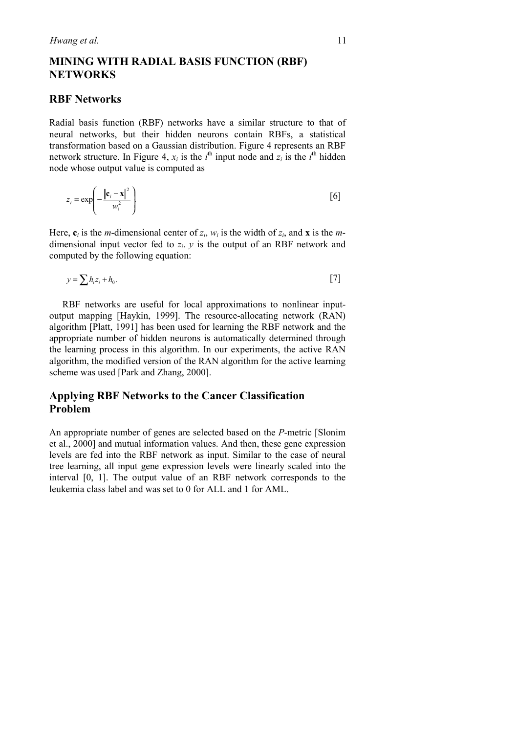# MINING WITH RADIAL BASIS FUNCTION (RBF) NETWORKS

## RBF Networks

Radial basis function (RBF) networks have a similar structure to that of neural networks, but their hidden neurons contain RBFs, a statistical transformation based on a Gaussian distribution. Figure 4 represents an RBF network structure. In Figure 4, $x_i$ is the $i^{\text{th}}$ input node and $z_i$ is the $i^{\text{th}}$ hidden node whose output value is computed as

$$z_i = \exp\left( -\frac{\|\mathbf{c}_i - \mathbf{x}\|^2}{w_i^2} \right) \qquad [6]$$

Here, $\mathbf{c}_i$ is the *m*-dimensional center of $z_i$, $w_i$ is the width of $z_i$, and $\mathbf{x}$ is the *m*-dimensional input vector fed to $z_i$. $y$ is the output of an RBF network and computed by the following equation:

$$y = \sum h_i z_i + h_0. \qquad [7]$$

RBF networks are useful for local approximations to nonlinear input-output mapping [Haykin, 1999]. The resource-allocating network (RAN) algorithm [Platt, 1991] has been used for learning the RBF network and the appropriate number of hidden neurons is automatically determined through the learning process in this algorithm. In our experiments, the active RAN algorithm, the modified version of the RAN algorithm for the active learning scheme was used [Park and Zhang, 2000].

## Applying RBF Networks to the Cancer Classification Problem

An appropriate number of genes are selected based on the *P*-metric [Slonim et al., 2000] and mutual information values. And then, these gene expression levels are fed into the RBF network as input. Similar to the case of neural tree learning, all input gene expression levels were linearly scaled into the interval [0, 1]. The output value of an RBF network corresponds to the leukemia class label and was set to 0 for ALL and 1 for AML.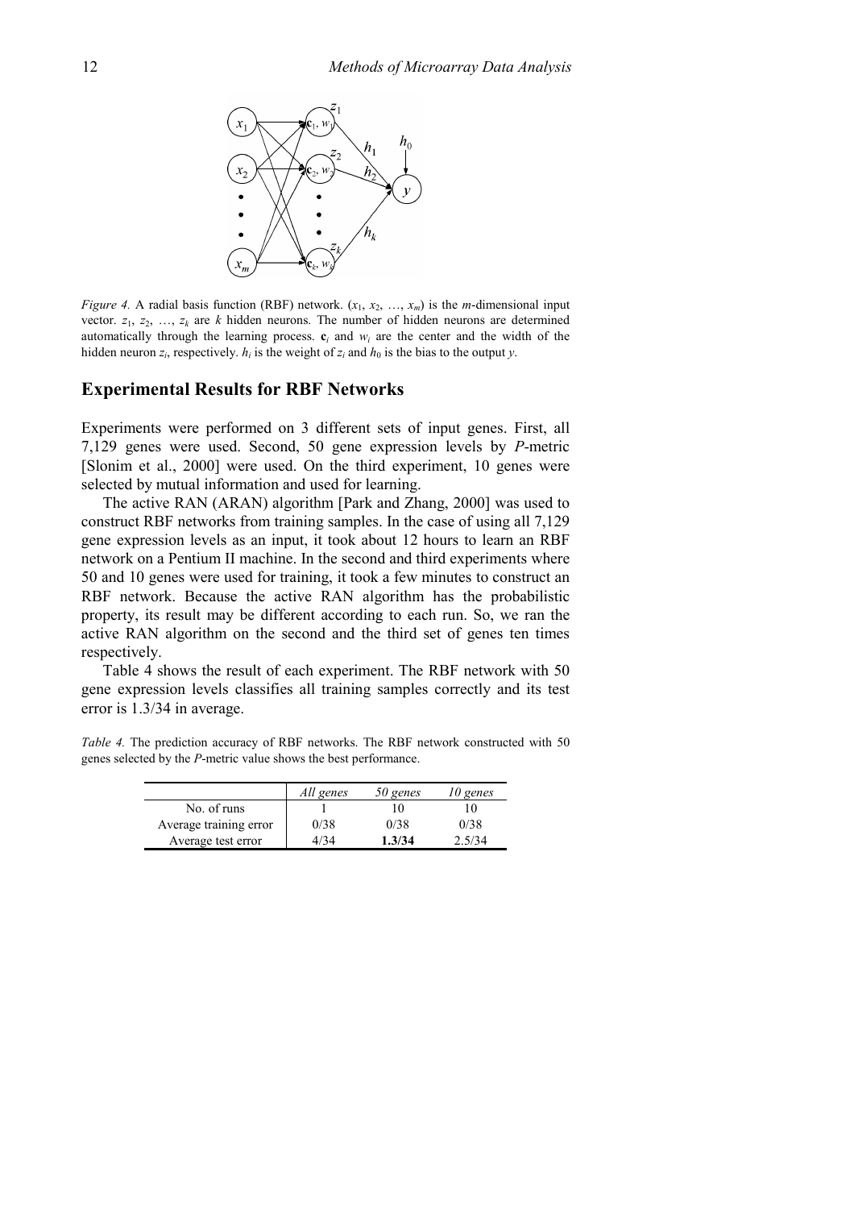*Figure 4.* A radial basis function (RBF) network. ($x_1$, $x_2$, …, $x_m$) is the $m$-dimensional input vector. $z_1$, $z_2$, …, $z_k$ are $k$ hidden neurons. The number of hidden neurons are determined automatically through the learning process. $\mathbf{c}_i$ and $w_i$ are the center and the width of the hidden neuron $z_i$, respectively. $h_i$ is the weight of $z_i$ and $h_0$ is the bias to the output $y$.

## Experimental Results for RBF Networks

Experiments were performed on 3 different sets of input genes. First, all 7,129 genes were used. Second, 50 gene expression levels by *P*-metric [Slonim et al., 2000] were used. On the third experiment, 10 genes were selected by mutual information and used for learning.

The active RAN (ARAN) algorithm [Park and Zhang, 2000] was used to construct RBF networks from training samples. In the case of using all 7,129 gene expression levels as an input, it took about 12 hours to learn an RBF network on a Pentium II machine. In the second and third experiments where 50 and 10 genes were used for training, it took a few minutes to construct an RBF network. Because the active RAN algorithm has the probabilistic property, its result may be different according to each run. So, we ran the active RAN algorithm on the second and the third set of genes ten times respectively.

Table 4 shows the result of each experiment. The RBF network with 50 gene expression levels classifies all training samples correctly and its test error is 1.3/34 in average.

*Table 4.* The prediction accuracy of RBF networks. The RBF network constructed with 50 genes selected by the *P*-metric value shows the best performance.

| | *All genes* | *50 genes* | *10 genes* |
|---|---|---|---|
| No. of runs | 1 | 10 | 10 |
| Average training error | 0/38 | 0/38 | 0/38 |
| Average test error | 4/34 | **1.3/34** | 2.5/34 |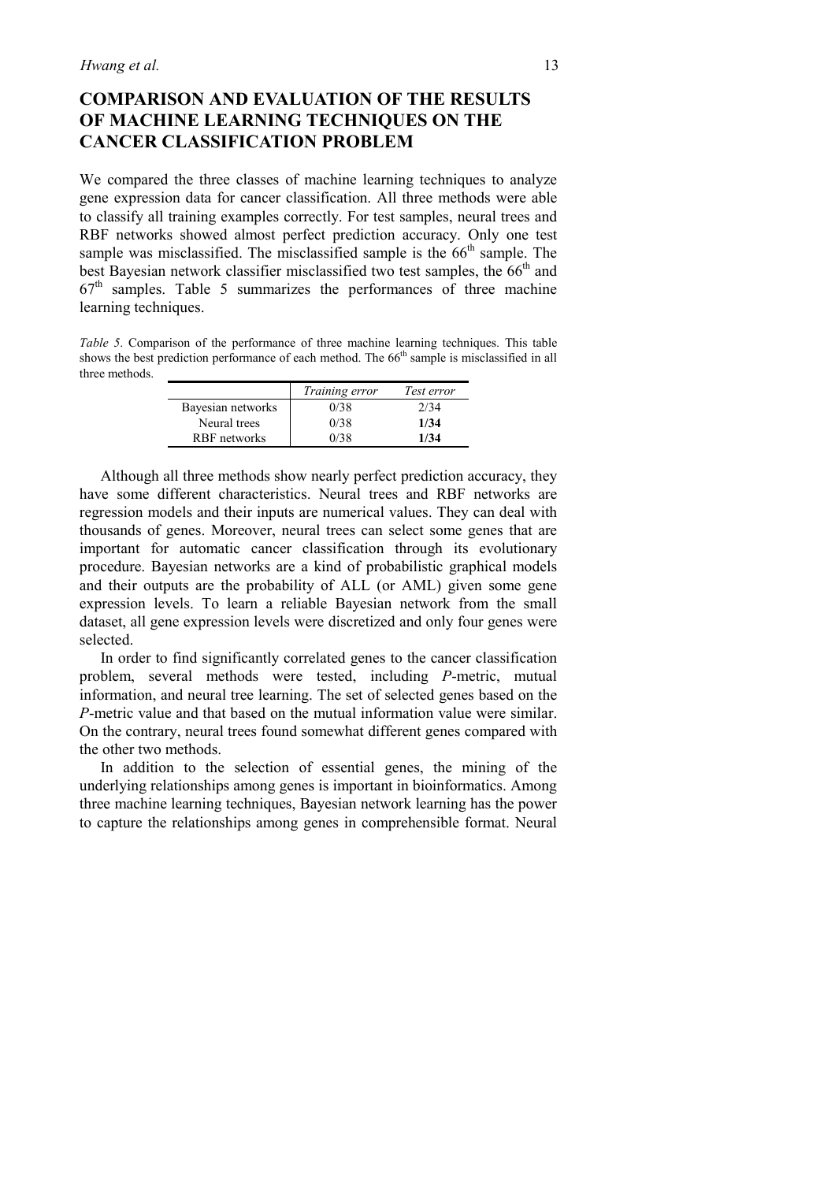## COMPARISON AND EVALUATION OF THE RESULTS OF MACHINE LEARNING TECHNIQUES ON THE CANCER CLASSIFICATION PROBLEM

We compared the three classes of machine learning techniques to analyze gene expression data for cancer classification. All three methods were able to classify all training examples correctly. For test samples, neural trees and RBF networks showed almost perfect prediction accuracy. Only one test sample was misclassified. The misclassified sample is the 66th sample. The best Bayesian network classifier misclassified two test samples, the 66th and 67th samples. Table 5 summarizes the performances of three machine learning techniques.

*Table 5*. Comparison of the performance of three machine learning techniques. This table shows the best prediction performance of each method. The 66th sample is misclassified in all three methods.

| | *Training error* | *Test error* |
|---|---|---|
| Bayesian networks | 0/38 | 2/34 |
| Neural trees | 0/38 | **1/34** |
| RBF networks | 0/38 | **1/34** |

Although all three methods show nearly perfect prediction accuracy, they have some different characteristics. Neural trees and RBF networks are regression models and their inputs are numerical values. They can deal with thousands of genes. Moreover, neural trees can select some genes that are important for automatic cancer classification through its evolutionary procedure. Bayesian networks are a kind of probabilistic graphical models and their outputs are the probability of ALL (or AML) given some gene expression levels. To learn a reliable Bayesian network from the small dataset, all gene expression levels were discretized and only four genes were selected.

In order to find significantly correlated genes to the cancer classification problem, several methods were tested, including *P*-metric, mutual information, and neural tree learning. The set of selected genes based on the *P*-metric value and that based on the mutual information value were similar. On the contrary, neural trees found somewhat different genes compared with the other two methods.

In addition to the selection of essential genes, the mining of the underlying relationships among genes is important in bioinformatics. Among three machine learning techniques, Bayesian network learning has the power to capture the relationships among genes in comprehensible format. Neural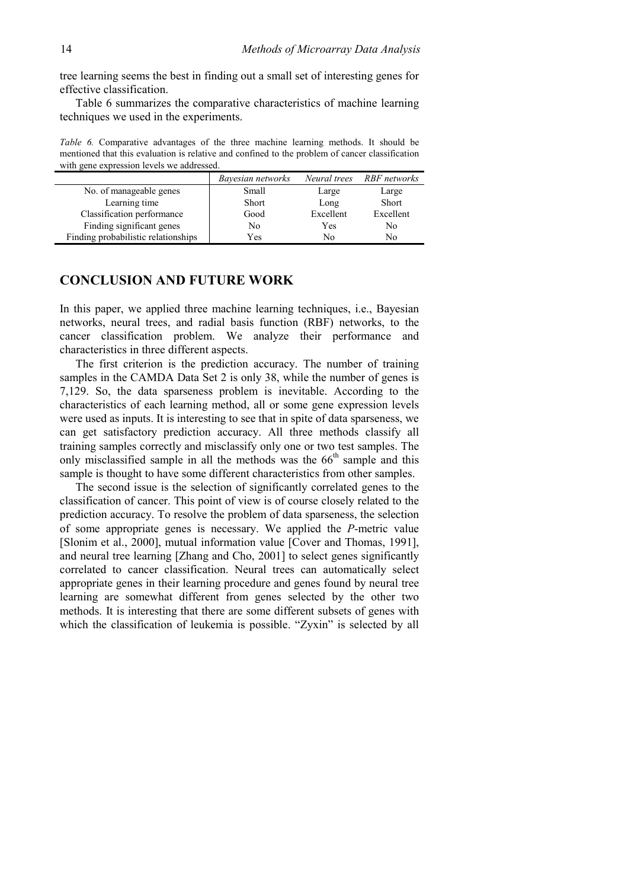tree learning seems the best in finding out a small set of interesting genes for effective classification.

Table 6 summarizes the comparative characteristics of machine learning techniques we used in the experiments.

*Table 6.* Comparative advantages of the three machine learning methods. It should be mentioned that this evaluation is relative and confined to the problem of cancer classification with gene expression levels we addressed.

| | *Bayesian networks* | *Neural trees* | *RBF networks* |
|---|---|---|---|
| No. of manageable genes | Small | Large | Large |
| Learning time | Short | Long | Short |
| Classification performance | Good | Excellent | Excellent |
| Finding significant genes | No | Yes | No |
| Finding probabilistic relationships | Yes | No | No |

## CONCLUSION AND FUTURE WORK

In this paper, we applied three machine learning techniques, i.e., Bayesian networks, neural trees, and radial basis function (RBF) networks, to the cancer classification problem. We analyze their performance and characteristics in three different aspects.

The first criterion is the prediction accuracy. The number of training samples in the CAMDA Data Set 2 is only 38, while the number of genes is 7,129. So, the data sparseness problem is inevitable. According to the characteristics of each learning method, all or some gene expression levels were used as inputs. It is interesting to see that in spite of data sparseness, we can get satisfactory prediction accuracy. All three methods classify all training samples correctly and misclassify only one or two test samples. The only misclassified sample in all the methods was the 66th sample and this sample is thought to have some different characteristics from other samples.

The second issue is the selection of significantly correlated genes to the classification of cancer. This point of view is of course closely related to the prediction accuracy. To resolve the problem of data sparseness, the selection of some appropriate genes is necessary. We applied the *P*-metric value [Slonim et al., 2000], mutual information value [Cover and Thomas, 1991], and neural tree learning [Zhang and Cho, 2001] to select genes significantly correlated to cancer classification. Neural trees can automatically select appropriate genes in their learning procedure and genes found by neural tree learning are somewhat different from genes selected by the other two methods. It is interesting that there are some different subsets of genes with which the classification of leukemia is possible. "Zyxin" is selected by all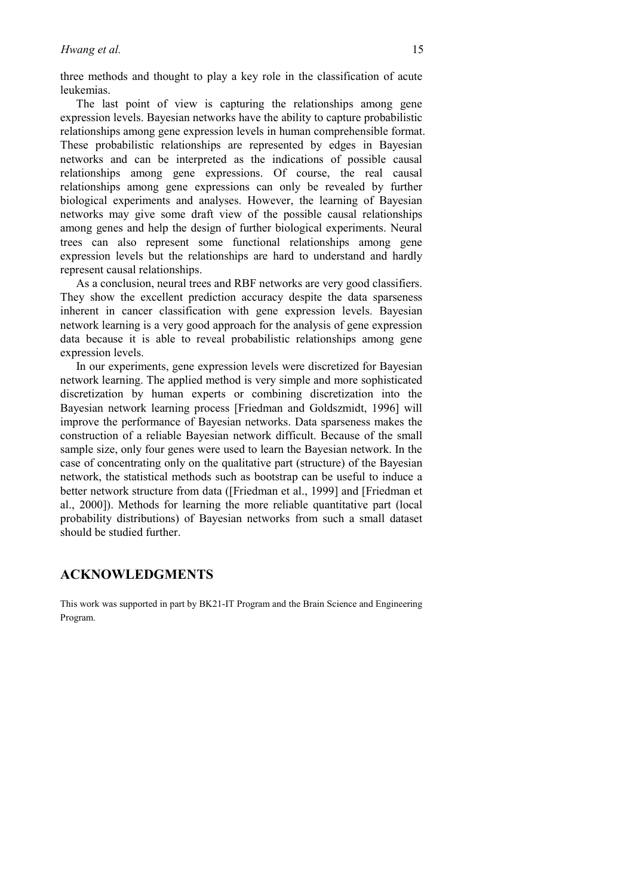three methods and thought to play a key role in the classification of acute leukemias.

The last point of view is capturing the relationships among gene expression levels. Bayesian networks have the ability to capture probabilistic relationships among gene expression levels in human comprehensible format. These probabilistic relationships are represented by edges in Bayesian networks and can be interpreted as the indications of possible causal relationships among gene expressions. Of course, the real causal relationships among gene expressions can only be revealed by further biological experiments and analyses. However, the learning of Bayesian networks may give some draft view of the possible causal relationships among genes and help the design of further biological experiments. Neural trees can also represent some functional relationships among gene expression levels but the relationships are hard to understand and hardly represent causal relationships.

As a conclusion, neural trees and RBF networks are very good classifiers. They show the excellent prediction accuracy despite the data sparseness inherent in cancer classification with gene expression levels. Bayesian network learning is a very good approach for the analysis of gene expression data because it is able to reveal probabilistic relationships among gene expression levels.

In our experiments, gene expression levels were discretized for Bayesian network learning. The applied method is very simple and more sophisticated discretization by human experts or combining discretization into the Bayesian network learning process [Friedman and Goldszmidt, 1996] will improve the performance of Bayesian networks. Data sparseness makes the construction of a reliable Bayesian network difficult. Because of the small sample size, only four genes were used to learn the Bayesian network. In the case of concentrating only on the qualitative part (structure) of the Bayesian network, the statistical methods such as bootstrap can be useful to induce a better network structure from data ([Friedman et al., 1999] and [Friedman et al., 2000]). Methods for learning the more reliable quantitative part (local probability distributions) of Bayesian networks from such a small dataset should be studied further.

## ACKNOWLEDGMENTS

This work was supported in part by BK21-IT Program and the Brain Science and Engineering Program.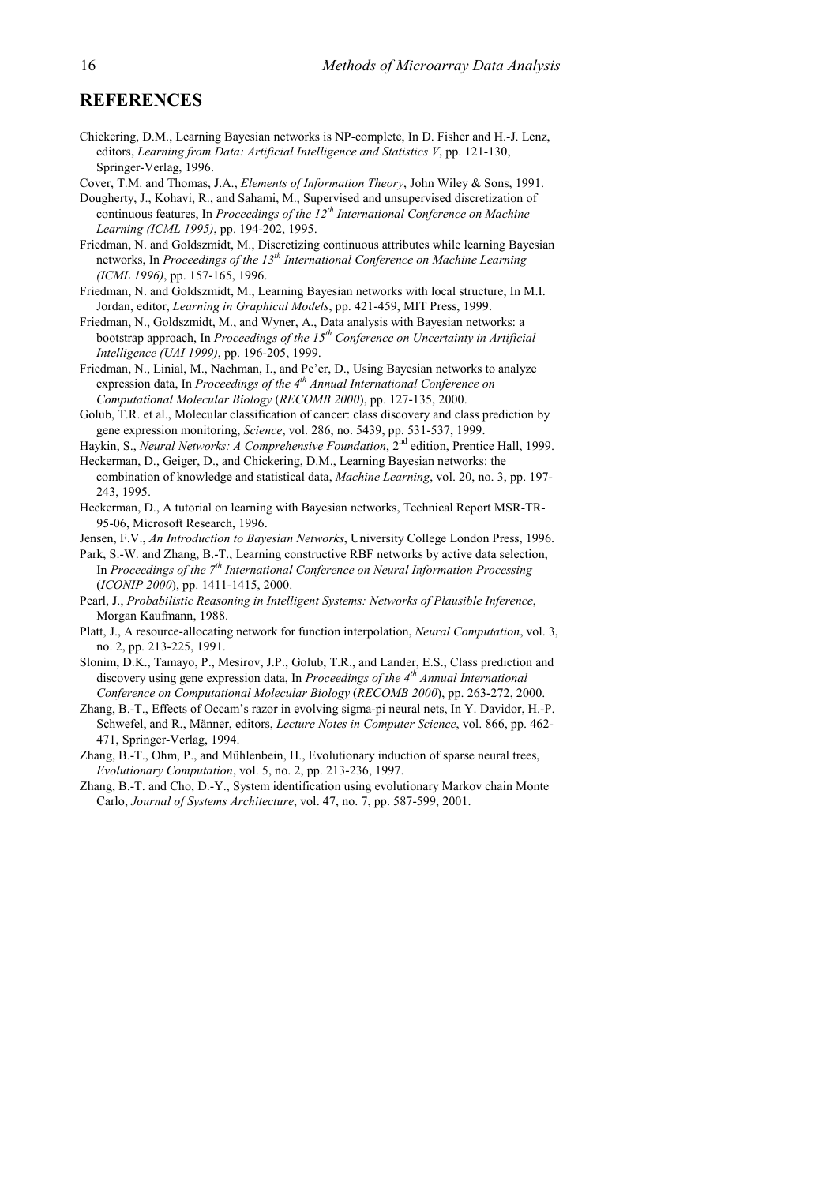## REFERENCES

Chickering, D.M., Learning Bayesian networks is NP-complete, In D. Fisher and H.-J. Lenz, editors, *Learning from Data: Artificial Intelligence and Statistics V*, pp. 121-130, Springer-Verlag, 1996.

Cover, T.M. and Thomas, J.A., *Elements of Information Theory*, John Wiley & Sons, 1991.

Dougherty, J., Kohavi, R., and Sahami, M., Supervised and unsupervised discretization of continuous features, In *Proceedings of the 12th International Conference on Machine Learning (ICML 1995)*, pp. 194-202, 1995.

Friedman, N. and Goldszmidt, M., Discretizing continuous attributes while learning Bayesian networks, In *Proceedings of the 13th International Conference on Machine Learning (ICML 1996)*, pp. 157-165, 1996.

Friedman, N. and Goldszmidt, M., Learning Bayesian networks with local structure, In M.I. Jordan, editor, *Learning in Graphical Models*, pp. 421-459, MIT Press, 1999.

Friedman, N., Goldszmidt, M., and Wyner, A., Data analysis with Bayesian networks: a bootstrap approach, In *Proceedings of the 15th Conference on Uncertainty in Artificial Intelligence (UAI 1999)*, pp. 196-205, 1999.

Friedman, N., Linial, M., Nachman, I., and Pe'er, D., Using Bayesian networks to analyze expression data, In *Proceedings of the 4th Annual International Conference on Computational Molecular Biology* (*RECOMB 2000*), pp. 127-135, 2000.

Golub, T.R. et al., Molecular classification of cancer: class discovery and class prediction by gene expression monitoring, *Science*, vol. 286, no. 5439, pp. 531-537, 1999.

Haykin, S., *Neural Networks: A Comprehensive Foundation*, 2nd edition, Prentice Hall, 1999.

Heckerman, D., Geiger, D., and Chickering, D.M., Learning Bayesian networks: the combination of knowledge and statistical data, *Machine Learning*, vol. 20, no. 3, pp. 197-243, 1995.

Heckerman, D., A tutorial on learning with Bayesian networks, Technical Report MSR-TR-95-06, Microsoft Research, 1996.

Jensen, F.V., *An Introduction to Bayesian Networks*, University College London Press, 1996.

Park, S.-W. and Zhang, B.-T., Learning constructive RBF networks by active data selection, In *Proceedings of the 7th International Conference on Neural Information Processing* (*ICONIP 2000*), pp. 1411-1415, 2000.

Pearl, J., *Probabilistic Reasoning in Intelligent Systems: Networks of Plausible Inference*, Morgan Kaufmann, 1988.

Platt, J., A resource-allocating network for function interpolation, *Neural Computation*, vol. 3, no. 2, pp. 213-225, 1991.

Slonim, D.K., Tamayo, P., Mesirov, J.P., Golub, T.R., and Lander, E.S., Class prediction and discovery using gene expression data, In *Proceedings of the 4th Annual International Conference on Computational Molecular Biology* (*RECOMB 2000*), pp. 263-272, 2000.

Zhang, B.-T., Effects of Occam's razor in evolving sigma-pi neural nets, In Y. Davidor, H.-P. Schwefel, and R., Männer, editors, *Lecture Notes in Computer Science*, vol. 866, pp. 462-471, Springer-Verlag, 1994.

Zhang, B.-T., Ohm, P., and Mühlenbein, H., Evolutionary induction of sparse neural trees, *Evolutionary Computation*, vol. 5, no. 2, pp. 213-236, 1997.

Zhang, B.-T. and Cho, D.-Y., System identification using evolutionary Markov chain Monte Carlo, *Journal of Systems Architecture*, vol. 47, no. 7, pp. 587-599, 2001.